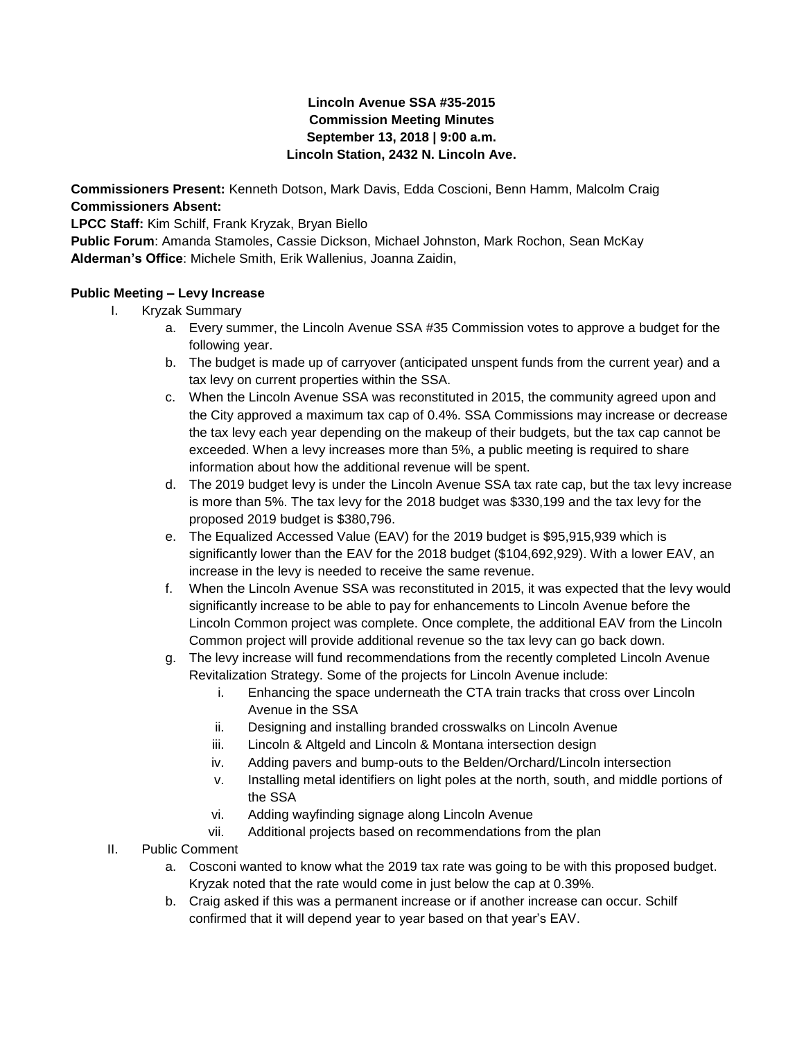**Lincoln Avenue SSA #35-2015**
**Commission Meeting Minutes**
**September 13, 2018 | 9:00 a.m.**
**Lincoln Station, 2432 N. Lincoln Ave.**

**Commissioners Present:** Kenneth Dotson, Mark Davis, Edda Coscioni, Benn Hamm, Malcolm Craig
**Commissioners Absent:**
**LPCC Staff:** Kim Schilf, Frank Kryzak, Bryan Biello
**Public Forum**: Amanda Stamoles, Cassie Dickson, Michael Johnston, Mark Rochon, Sean McKay
**Alderman's Office**: Michele Smith, Erik Wallenius, Joanna Zaidin,

**Public Meeting – Levy Increase**

I. Kryzak Summary
   a. Every summer, the Lincoln Avenue SSA #35 Commission votes to approve a budget for the following year.
   b. The budget is made up of carryover (anticipated unspent funds from the current year) and a tax levy on current properties within the SSA.
   c. When the Lincoln Avenue SSA was reconstituted in 2015, the community agreed upon and the City approved a maximum tax cap of 0.4%. SSA Commissions may increase or decrease the tax levy each year depending on the makeup of their budgets, but the tax cap cannot be exceeded. When a levy increases more than 5%, a public meeting is required to share information about how the additional revenue will be spent.
   d. The 2019 budget levy is under the Lincoln Avenue SSA tax rate cap, but the tax levy increase is more than 5%. The tax levy for the 2018 budget was $330,199 and the tax levy for the proposed 2019 budget is $380,796.
   e. The Equalized Accessed Value (EAV) for the 2019 budget is $95,915,939 which is significantly lower than the EAV for the 2018 budget ($104,692,929). With a lower EAV, an increase in the levy is needed to receive the same revenue.
   f. When the Lincoln Avenue SSA was reconstituted in 2015, it was expected that the levy would significantly increase to be able to pay for enhancements to Lincoln Avenue before the Lincoln Common project was complete. Once complete, the additional EAV from the Lincoln Common project will provide additional revenue so the tax levy can go back down.
   g. The levy increase will fund recommendations from the recently completed Lincoln Avenue Revitalization Strategy. Some of the projects for Lincoln Avenue include:
      i. Enhancing the space underneath the CTA train tracks that cross over Lincoln Avenue in the SSA
      ii. Designing and installing branded crosswalks on Lincoln Avenue
      iii. Lincoln & Altgeld and Lincoln & Montana intersection design
      iv. Adding pavers and bump-outs to the Belden/Orchard/Lincoln intersection
      v. Installing metal identifiers on light poles at the north, south, and middle portions of the SSA
      vi. Adding wayfinding signage along Lincoln Avenue
      vii. Additional projects based on recommendations from the plan

II. Public Comment
   a. Cosconi wanted to know what the 2019 tax rate was going to be with this proposed budget. Kryzak noted that the rate would come in just below the cap at 0.39%.
   b. Craig asked if this was a permanent increase or if another increase can occur. Schilf confirmed that it will depend year to year based on that year's EAV.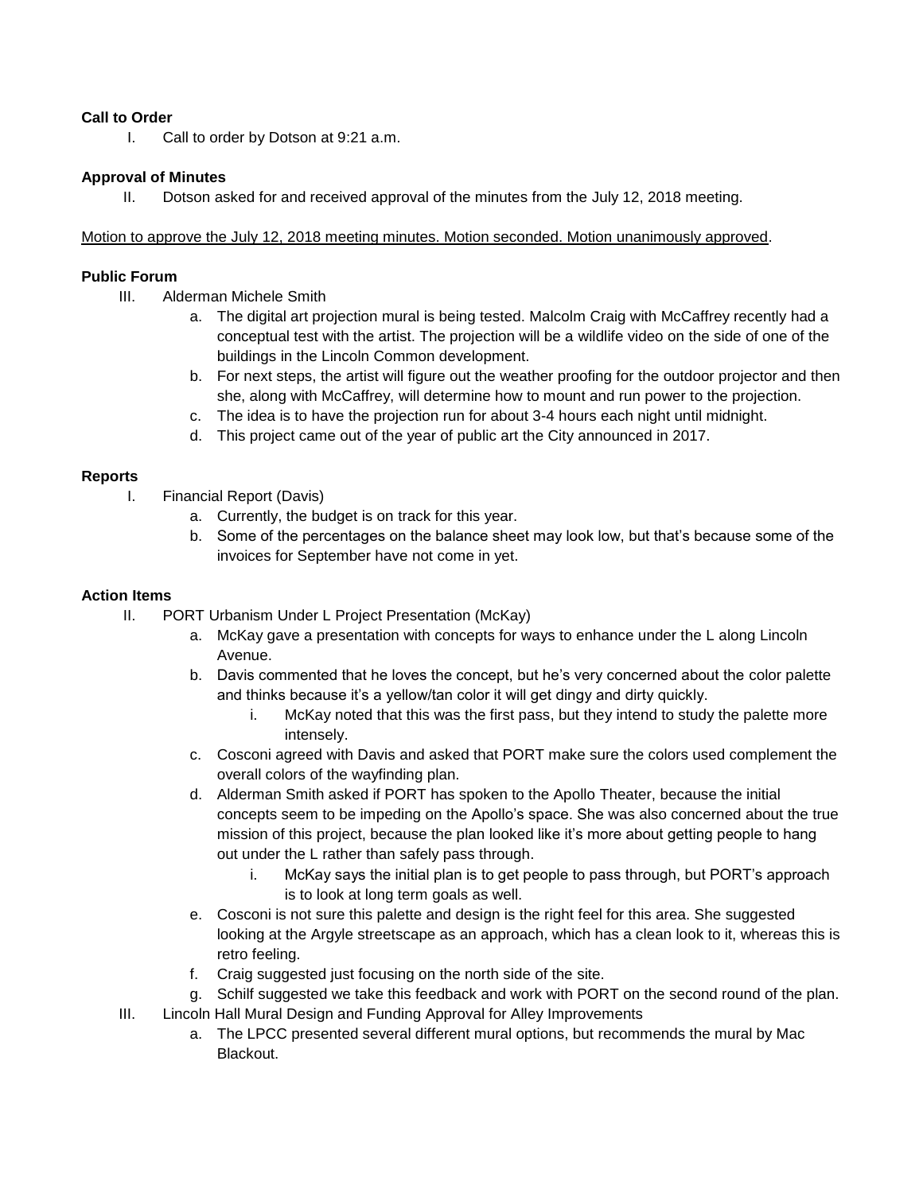**Call to Order**

I. Call to order by Dotson at 9:21 a.m.

**Approval of Minutes**

II. Dotson asked for and received approval of the minutes from the July 12, 2018 meeting.

<u>Motion to approve the July 12, 2018 meeting minutes. Motion seconded. Motion unanimously approved</u>.

**Public Forum**

III. Alderman Michele Smith
   a. The digital art projection mural is being tested. Malcolm Craig with McCaffrey recently had a conceptual test with the artist. The projection will be a wildlife video on the side of one of the buildings in the Lincoln Common development.
   b. For next steps, the artist will figure out the weather proofing for the outdoor projector and then she, along with McCaffrey, will determine how to mount and run power to the projection.
   c. The idea is to have the projection run for about 3-4 hours each night until midnight.
   d. This project came out of the year of public art the City announced in 2017.

**Reports**

I. Financial Report (Davis)
   a. Currently, the budget is on track for this year.
   b. Some of the percentages on the balance sheet may look low, but that's because some of the invoices for September have not come in yet.

**Action Items**

II. PORT Urbanism Under L Project Presentation (McKay)
   a. McKay gave a presentation with concepts for ways to enhance under the L along Lincoln Avenue.
   b. Davis commented that he loves the concept, but he's very concerned about the color palette and thinks because it's a yellow/tan color it will get dingy and dirty quickly.
      i. McKay noted that this was the first pass, but they intend to study the palette more intensely.
   c. Cosconi agreed with Davis and asked that PORT make sure the colors used complement the overall colors of the wayfinding plan.
   d. Alderman Smith asked if PORT has spoken to the Apollo Theater, because the initial concepts seem to be impeding on the Apollo's space. She was also concerned about the true mission of this project, because the plan looked like it's more about getting people to hang out under the L rather than safely pass through.
      i. McKay says the initial plan is to get people to pass through, but PORT's approach is to look at long term goals as well.
   e. Cosconi is not sure this palette and design is the right feel for this area. She suggested looking at the Argyle streetscape as an approach, which has a clean look to it, whereas this is retro feeling.
   f. Craig suggested just focusing on the north side of the site.
   g. Schilf suggested we take this feedback and work with PORT on the second round of the plan.

III. Lincoln Hall Mural Design and Funding Approval for Alley Improvements
   a. The LPCC presented several different mural options, but recommends the mural by Mac Blackout.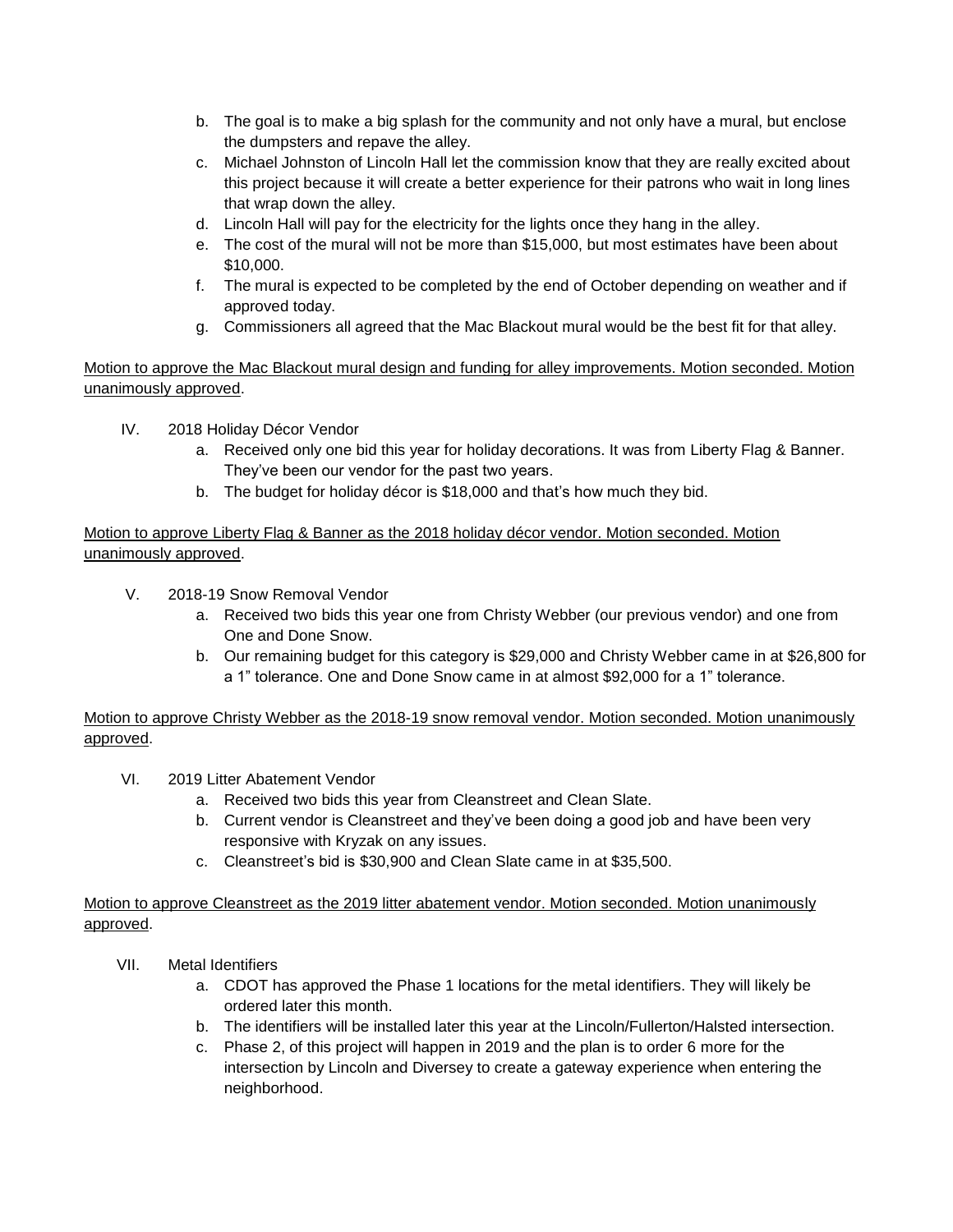b. The goal is to make a big splash for the community and not only have a mural, but enclose the dumpsters and repave the alley.
c. Michael Johnston of Lincoln Hall let the commission know that they are really excited about this project because it will create a better experience for their patrons who wait in long lines that wrap down the alley.
d. Lincoln Hall will pay for the electricity for the lights once they hang in the alley.
e. The cost of the mural will not be more than $15,000, but most estimates have been about $10,000.
f. The mural is expected to be completed by the end of October depending on weather and if approved today.
g. Commissioners all agreed that the Mac Blackout mural would be the best fit for that alley.

<u>Motion to approve the Mac Blackout mural design and funding for alley improvements. Motion seconded. Motion unanimously approved</u>.

IV. 2018 Holiday Décor Vendor
   a. Received only one bid this year for holiday decorations. It was from Liberty Flag & Banner. They've been our vendor for the past two years.
   b. The budget for holiday décor is $18,000 and that's how much they bid.

<u>Motion to approve Liberty Flag & Banner as the 2018 holiday décor vendor. Motion seconded. Motion unanimously approved</u>.

V. 2018-19 Snow Removal Vendor
   a. Received two bids this year one from Christy Webber (our previous vendor) and one from One and Done Snow.
   b. Our remaining budget for this category is $29,000 and Christy Webber came in at $26,800 for a 1" tolerance. One and Done Snow came in at almost $92,000 for a 1" tolerance.

<u>Motion to approve Christy Webber as the 2018-19 snow removal vendor. Motion seconded. Motion unanimously approved</u>.

VI. 2019 Litter Abatement Vendor
   a. Received two bids this year from Cleanstreet and Clean Slate.
   b. Current vendor is Cleanstreet and they've been doing a good job and have been very responsive with Kryzak on any issues.
   c. Cleanstreet's bid is $30,900 and Clean Slate came in at $35,500.

<u>Motion to approve Cleanstreet as the 2019 litter abatement vendor. Motion seconded. Motion unanimously approved</u>.

VII. Metal Identifiers
   a. CDOT has approved the Phase 1 locations for the metal identifiers. They will likely be ordered later this month.
   b. The identifiers will be installed later this year at the Lincoln/Fullerton/Halsted intersection.
   c. Phase 2, of this project will happen in 2019 and the plan is to order 6 more for the intersection by Lincoln and Diversey to create a gateway experience when entering the neighborhood.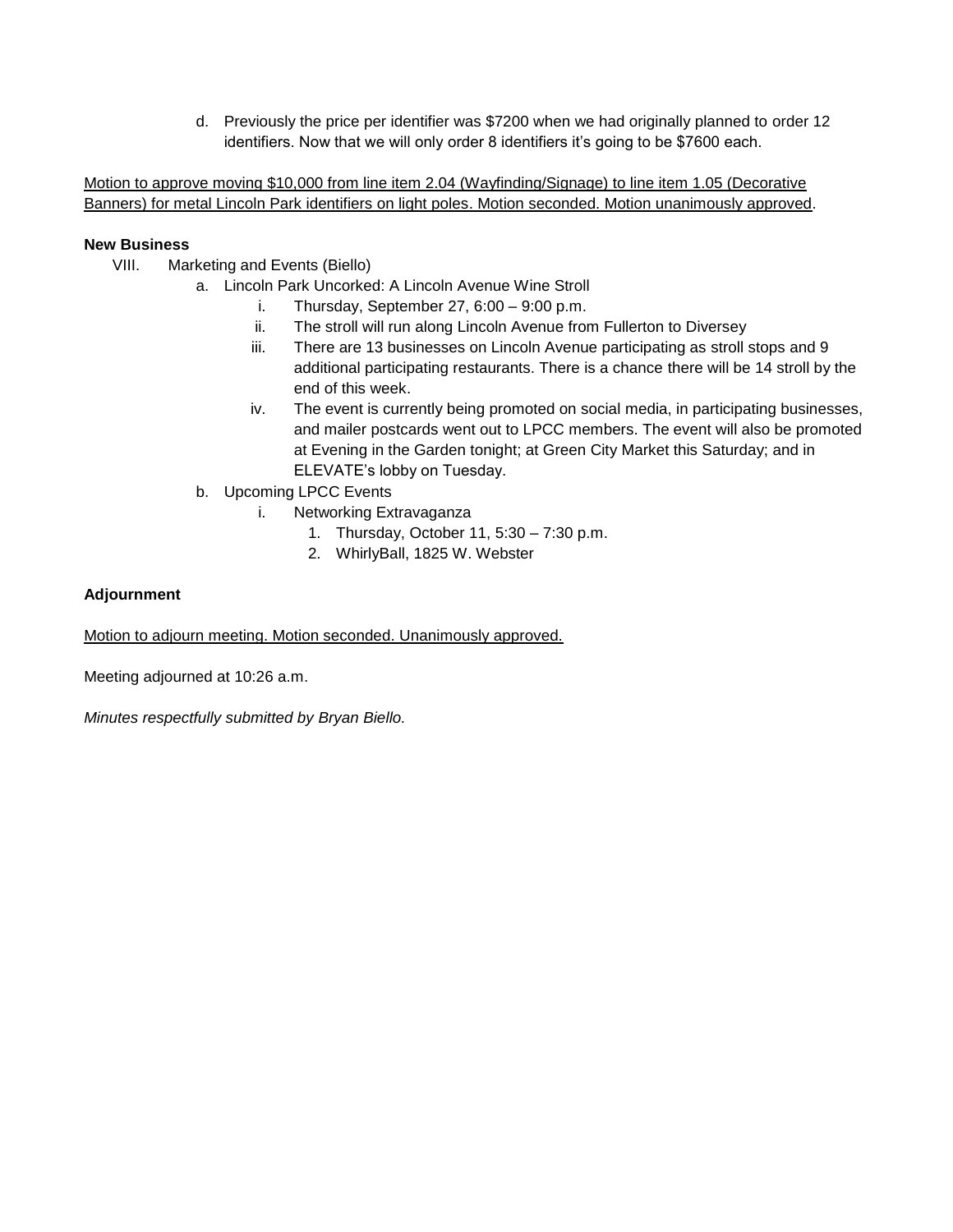d. Previously the price per identifier was $7200 when we had originally planned to order 12 identifiers. Now that we will only order 8 identifiers it's going to be $7600 each.

Motion to approve moving $10,000 from line item 2.04 (Wayfinding/Signage) to line item 1.05 (Decorative Banners) for metal Lincoln Park identifiers on light poles. Motion seconded. Motion unanimously approved.

**New Business**

VIII. Marketing and Events (Biello)

a. Lincoln Park Uncorked: A Lincoln Avenue Wine Stroll
   i. Thursday, September 27, 6:00 – 9:00 p.m.
   ii. The stroll will run along Lincoln Avenue from Fullerton to Diversey
   iii. There are 13 businesses on Lincoln Avenue participating as stroll stops and 9 additional participating restaurants. There is a chance there will be 14 stroll by the end of this week.
   iv. The event is currently being promoted on social media, in participating businesses, and mailer postcards went out to LPCC members. The event will also be promoted at Evening in the Garden tonight; at Green City Market this Saturday; and in ELEVATE's lobby on Tuesday.

b. Upcoming LPCC Events
   i. Networking Extravaganza
      1. Thursday, October 11, 5:30 – 7:30 p.m.
      2. WhirlyBall, 1825 W. Webster

**Adjournment**

Motion to adjourn meeting. Motion seconded. Unanimously approved.

Meeting adjourned at 10:26 a.m.

*Minutes respectfully submitted by Bryan Biello.*